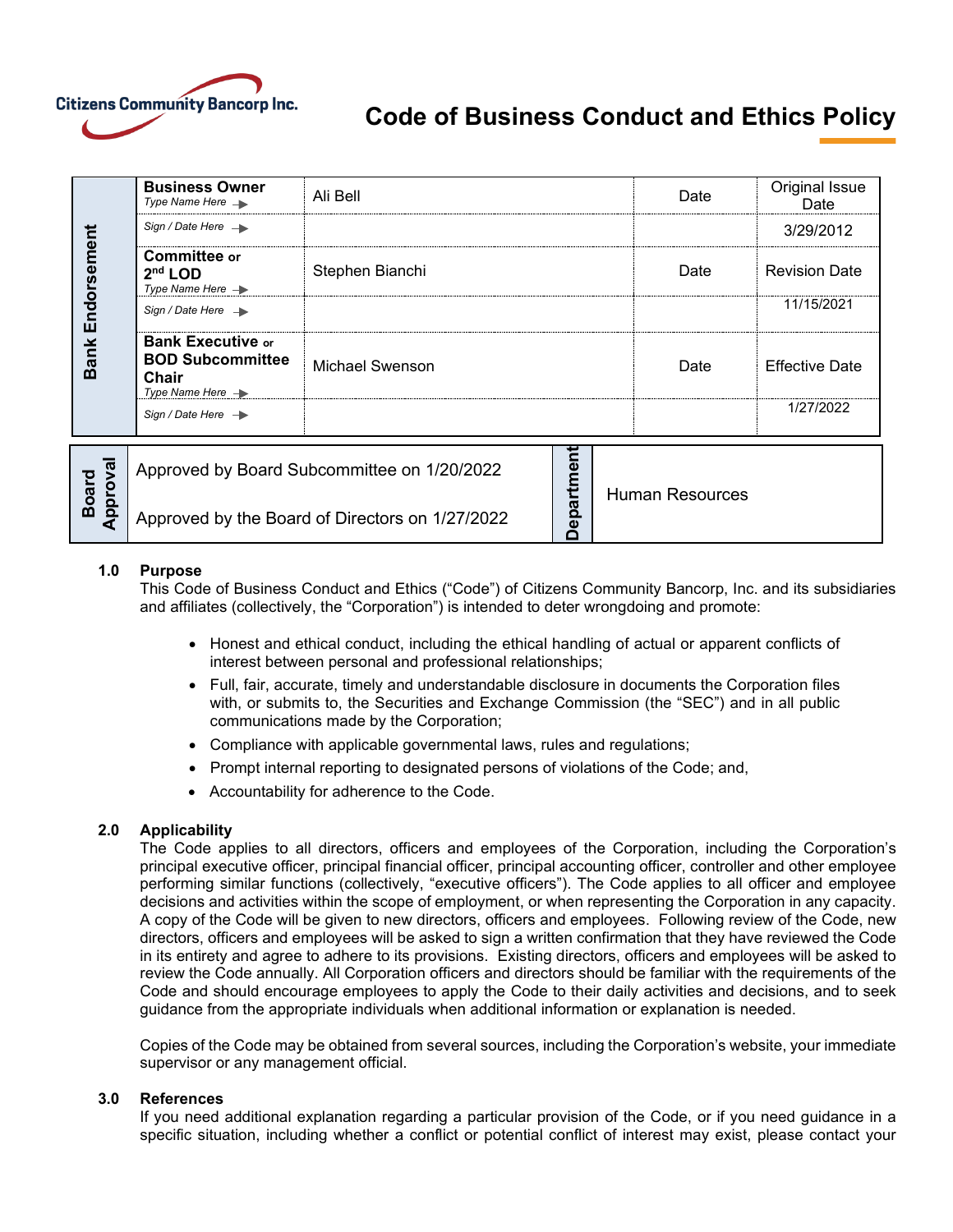Citizens Community Bancorp Inc.

# Code of Business Conduct and Ethics Policy

| Bank Endorsement | | | | |
|---|---|---|---|---|
| **Business Owner** *Type Name Here* → | Ali Bell | Date | Original Issue Date |
| *Sign / Date Here* → | | | 3/29/2012 |
| **Committee** or **2nd LOD** *Type Name Here* → | Stephen Bianchi | Date | Revision Date |
| *Sign / Date Here* → | | | 11/15/2021 |
| **Bank Executive** or **BOD Subcommittee Chair** *Type Name Here* → | Michael Swenson | Date | Effective Date |
| *Sign / Date Here* → | | | 1/27/2022 |

| Board Approval | | Department | |
|---|---|---|---|
| | Approved by Board Subcommittee on 1/20/2022<br>Approved by the Board of Directors on 1/27/2022 | | Human Resources |

**1.0 Purpose**

This Code of Business Conduct and Ethics ("Code") of Citizens Community Bancorp, Inc. and its subsidiaries and affiliates (collectively, the "Corporation") is intended to deter wrongdoing and promote:

- Honest and ethical conduct, including the ethical handling of actual or apparent conflicts of interest between personal and professional relationships;
- Full, fair, accurate, timely and understandable disclosure in documents the Corporation files with, or submits to, the Securities and Exchange Commission (the "SEC") and in all public communications made by the Corporation;
- Compliance with applicable governmental laws, rules and regulations;
- Prompt internal reporting to designated persons of violations of the Code; and,
- Accountability for adherence to the Code.

**2.0 Applicability**

The Code applies to all directors, officers and employees of the Corporation, including the Corporation's principal executive officer, principal financial officer, principal accounting officer, controller and other employee performing similar functions (collectively, "executive officers"). The Code applies to all officer and employee decisions and activities within the scope of employment, or when representing the Corporation in any capacity. A copy of the Code will be given to new directors, officers and employees. Following review of the Code, new directors, officers and employees will be asked to sign a written confirmation that they have reviewed the Code in its entirety and agree to adhere to its provisions. Existing directors, officers and employees will be asked to review the Code annually. All Corporation officers and directors should be familiar with the requirements of the Code and should encourage employees to apply the Code to their daily activities and decisions, and to seek guidance from the appropriate individuals when additional information or explanation is needed.

Copies of the Code may be obtained from several sources, including the Corporation's website, your immediate supervisor or any management official.

**3.0 References**

If you need additional explanation regarding a particular provision of the Code, or if you need guidance in a specific situation, including whether a conflict or potential conflict of interest may exist, please contact your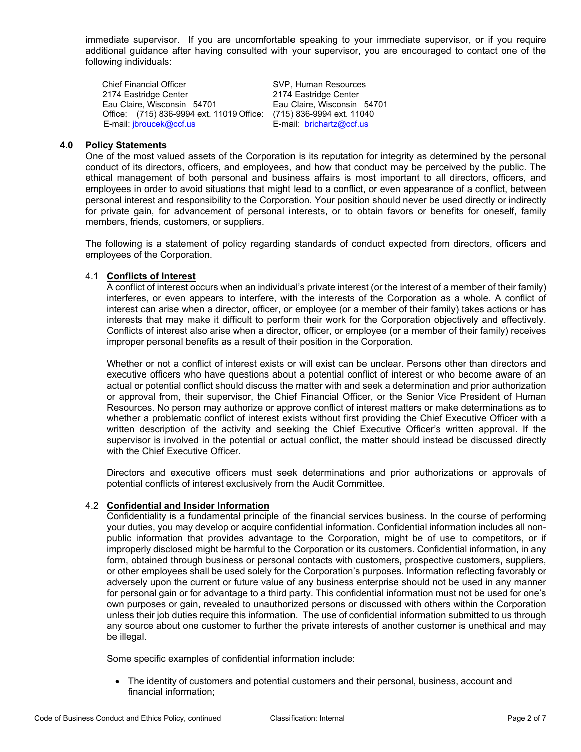immediate supervisor. If you are uncomfortable speaking to your immediate supervisor, or if you require additional guidance after having consulted with your supervisor, you are encouraged to contact one of the following individuals:

| Chief Financial Officer | SVP, Human Resources |
|---|---|
| 2174 Eastridge Center | 2174 Eastridge Center |
| Eau Claire, Wisconsin 54701 | Eau Claire, Wisconsin 54701 |
| Office: (715) 836-9994 ext. 11019 | Office: (715) 836-9994 ext. 11040 |
| E-mail: jbroucek@ccf.us | E-mail: brichartz@ccf.us |

## 4.0 Policy Statements

One of the most valued assets of the Corporation is its reputation for integrity as determined by the personal conduct of its directors, officers, and employees, and how that conduct may be perceived by the public. The ethical management of both personal and business affairs is most important to all directors, officers, and employees in order to avoid situations that might lead to a conflict, or even appearance of a conflict, between personal interest and responsibility to the Corporation. Your position should never be used directly or indirectly for private gain, for advancement of personal interests, or to obtain favors or benefits for oneself, family members, friends, customers, or suppliers.

The following is a statement of policy regarding standards of conduct expected from directors, officers and employees of the Corporation.

### 4.1 Conflicts of Interest

A conflict of interest occurs when an individual's private interest (or the interest of a member of their family) interferes, or even appears to interfere, with the interests of the Corporation as a whole. A conflict of interest can arise when a director, officer, or employee (or a member of their family) takes actions or has interests that may make it difficult to perform their work for the Corporation objectively and effectively. Conflicts of interest also arise when a director, officer, or employee (or a member of their family) receives improper personal benefits as a result of their position in the Corporation.

Whether or not a conflict of interest exists or will exist can be unclear. Persons other than directors and executive officers who have questions about a potential conflict of interest or who become aware of an actual or potential conflict should discuss the matter with and seek a determination and prior authorization or approval from, their supervisor, the Chief Financial Officer, or the Senior Vice President of Human Resources. No person may authorize or approve conflict of interest matters or make determinations as to whether a problematic conflict of interest exists without first providing the Chief Executive Officer with a written description of the activity and seeking the Chief Executive Officer's written approval. If the supervisor is involved in the potential or actual conflict, the matter should instead be discussed directly with the Chief Executive Officer.

Directors and executive officers must seek determinations and prior authorizations or approvals of potential conflicts of interest exclusively from the Audit Committee.

### 4.2 Confidential and Insider Information

Confidentiality is a fundamental principle of the financial services business. In the course of performing your duties, you may develop or acquire confidential information. Confidential information includes all non-public information that provides advantage to the Corporation, might be of use to competitors, or if improperly disclosed might be harmful to the Corporation or its customers. Confidential information, in any form, obtained through business or personal contacts with customers, prospective customers, suppliers, or other employees shall be used solely for the Corporation's purposes. Information reflecting favorably or adversely upon the current or future value of any business enterprise should not be used in any manner for personal gain or for advantage to a third party. This confidential information must not be used for one's own purposes or gain, revealed to unauthorized persons or discussed with others within the Corporation unless their job duties require this information. The use of confidential information submitted to us through any source about one customer to further the private interests of another customer is unethical and may be illegal.

Some specific examples of confidential information include:

- The identity of customers and potential customers and their personal, business, account and financial information;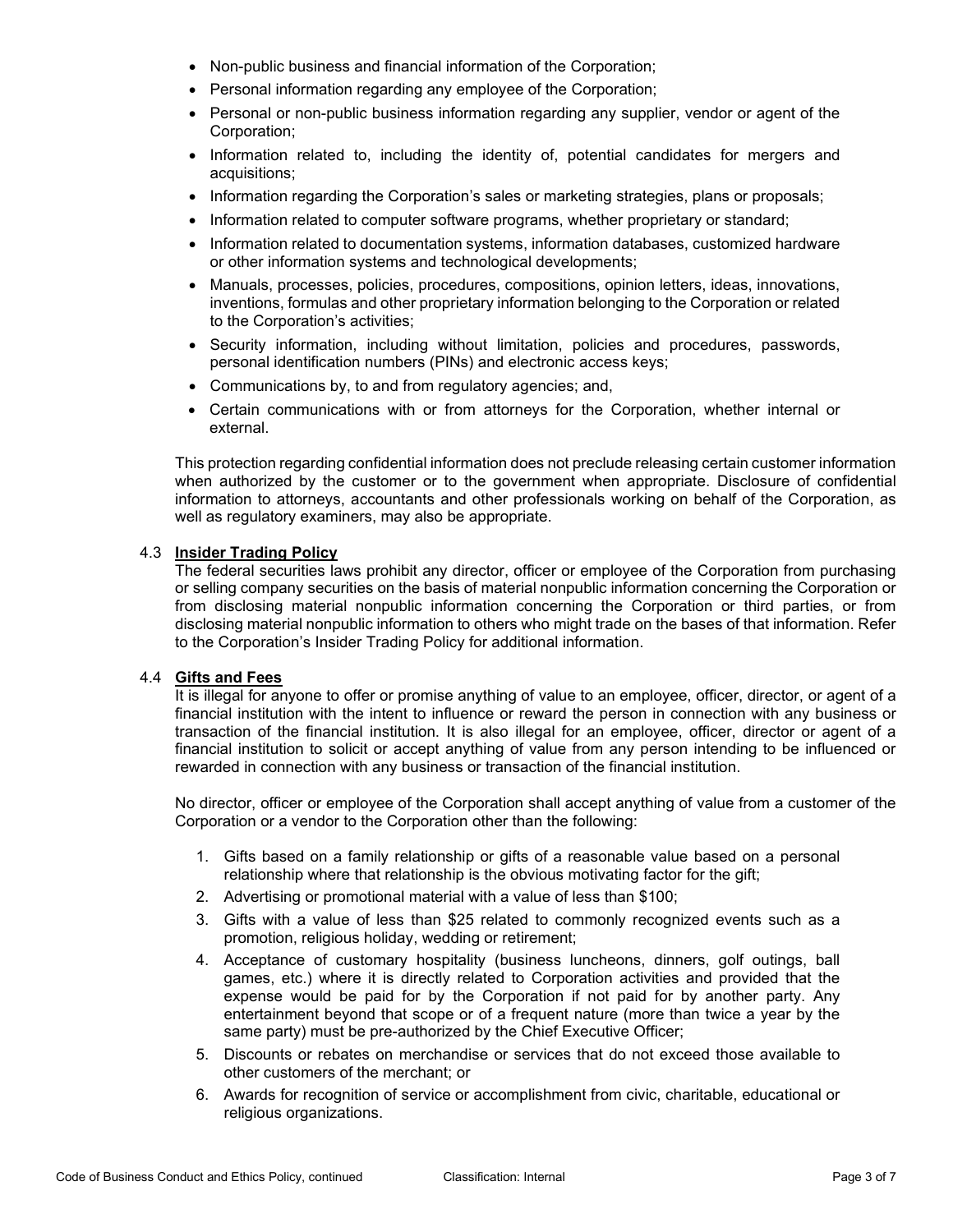- Non-public business and financial information of the Corporation;
- Personal information regarding any employee of the Corporation;
- Personal or non-public business information regarding any supplier, vendor or agent of the Corporation;
- Information related to, including the identity of, potential candidates for mergers and acquisitions;
- Information regarding the Corporation's sales or marketing strategies, plans or proposals;
- Information related to computer software programs, whether proprietary or standard;
- Information related to documentation systems, information databases, customized hardware or other information systems and technological developments;
- Manuals, processes, policies, procedures, compositions, opinion letters, ideas, innovations, inventions, formulas and other proprietary information belonging to the Corporation or related to the Corporation's activities;
- Security information, including without limitation, policies and procedures, passwords, personal identification numbers (PINs) and electronic access keys;
- Communications by, to and from regulatory agencies; and,
- Certain communications with or from attorneys for the Corporation, whether internal or external.

This protection regarding confidential information does not preclude releasing certain customer information when authorized by the customer or to the government when appropriate. Disclosure of confidential information to attorneys, accountants and other professionals working on behalf of the Corporation, as well as regulatory examiners, may also be appropriate.

### 4.3 Insider Trading Policy

The federal securities laws prohibit any director, officer or employee of the Corporation from purchasing or selling company securities on the basis of material nonpublic information concerning the Corporation or from disclosing material nonpublic information concerning the Corporation or third parties, or from disclosing material nonpublic information to others who might trade on the bases of that information. Refer to the Corporation's Insider Trading Policy for additional information.

### 4.4 Gifts and Fees

It is illegal for anyone to offer or promise anything of value to an employee, officer, director, or agent of a financial institution with the intent to influence or reward the person in connection with any business or transaction of the financial institution. It is also illegal for an employee, officer, director or agent of a financial institution to solicit or accept anything of value from any person intending to be influenced or rewarded in connection with any business or transaction of the financial institution.

No director, officer or employee of the Corporation shall accept anything of value from a customer of the Corporation or a vendor to the Corporation other than the following:

1. Gifts based on a family relationship or gifts of a reasonable value based on a personal relationship where that relationship is the obvious motivating factor for the gift;
2. Advertising or promotional material with a value of less than $100;
3. Gifts with a value of less than $25 related to commonly recognized events such as a promotion, religious holiday, wedding or retirement;
4. Acceptance of customary hospitality (business luncheons, dinners, golf outings, ball games, etc.) where it is directly related to Corporation activities and provided that the expense would be paid for by the Corporation if not paid for by another party. Any entertainment beyond that scope or of a frequent nature (more than twice a year by the same party) must be pre-authorized by the Chief Executive Officer;
5. Discounts or rebates on merchandise or services that do not exceed those available to other customers of the merchant; or
6. Awards for recognition of service or accomplishment from civic, charitable, educational or religious organizations.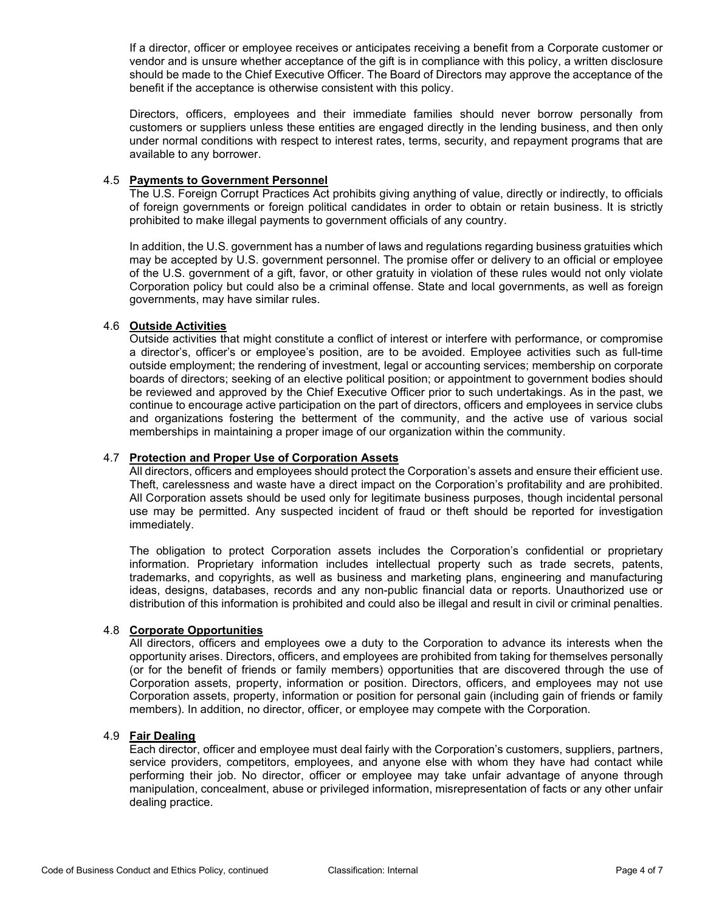If a director, officer or employee receives or anticipates receiving a benefit from a Corporate customer or vendor and is unsure whether acceptance of the gift is in compliance with this policy, a written disclosure should be made to the Chief Executive Officer. The Board of Directors may approve the acceptance of the benefit if the acceptance is otherwise consistent with this policy.

Directors, officers, employees and their immediate families should never borrow personally from customers or suppliers unless these entities are engaged directly in the lending business, and then only under normal conditions with respect to interest rates, terms, security, and repayment programs that are available to any borrower.

### 4.5 <u>Payments to Government Personnel</u>

The U.S. Foreign Corrupt Practices Act prohibits giving anything of value, directly or indirectly, to officials of foreign governments or foreign political candidates in order to obtain or retain business. It is strictly prohibited to make illegal payments to government officials of any country.

In addition, the U.S. government has a number of laws and regulations regarding business gratuities which may be accepted by U.S. government personnel. The promise offer or delivery to an official or employee of the U.S. government of a gift, favor, or other gratuity in violation of these rules would not only violate Corporation policy but could also be a criminal offense. State and local governments, as well as foreign governments, may have similar rules.

### 4.6 <u>Outside Activities</u>

Outside activities that might constitute a conflict of interest or interfere with performance, or compromise a director's, officer's or employee's position, are to be avoided. Employee activities such as full-time outside employment; the rendering of investment, legal or accounting services; membership on corporate boards of directors; seeking of an elective political position; or appointment to government bodies should be reviewed and approved by the Chief Executive Officer prior to such undertakings. As in the past, we continue to encourage active participation on the part of directors, officers and employees in service clubs and organizations fostering the betterment of the community, and the active use of various social memberships in maintaining a proper image of our organization within the community.

### 4.7 <u>Protection and Proper Use of Corporation Assets</u>

All directors, officers and employees should protect the Corporation's assets and ensure their efficient use. Theft, carelessness and waste have a direct impact on the Corporation's profitability and are prohibited. All Corporation assets should be used only for legitimate business purposes, though incidental personal use may be permitted. Any suspected incident of fraud or theft should be reported for investigation immediately.

The obligation to protect Corporation assets includes the Corporation's confidential or proprietary information. Proprietary information includes intellectual property such as trade secrets, patents, trademarks, and copyrights, as well as business and marketing plans, engineering and manufacturing ideas, designs, databases, records and any non-public financial data or reports. Unauthorized use or distribution of this information is prohibited and could also be illegal and result in civil or criminal penalties.

### 4.8 <u>Corporate Opportunities</u>

All directors, officers and employees owe a duty to the Corporation to advance its interests when the opportunity arises. Directors, officers, and employees are prohibited from taking for themselves personally (or for the benefit of friends or family members) opportunities that are discovered through the use of Corporation assets, property, information or position. Directors, officers, and employees may not use Corporation assets, property, information or position for personal gain (including gain of friends or family members). In addition, no director, officer, or employee may compete with the Corporation.

### 4.9 <u>Fair Dealing</u>

Each director, officer and employee must deal fairly with the Corporation's customers, suppliers, partners, service providers, competitors, employees, and anyone else with whom they have had contact while performing their job. No director, officer or employee may take unfair advantage of anyone through manipulation, concealment, abuse or privileged information, misrepresentation of facts or any other unfair dealing practice.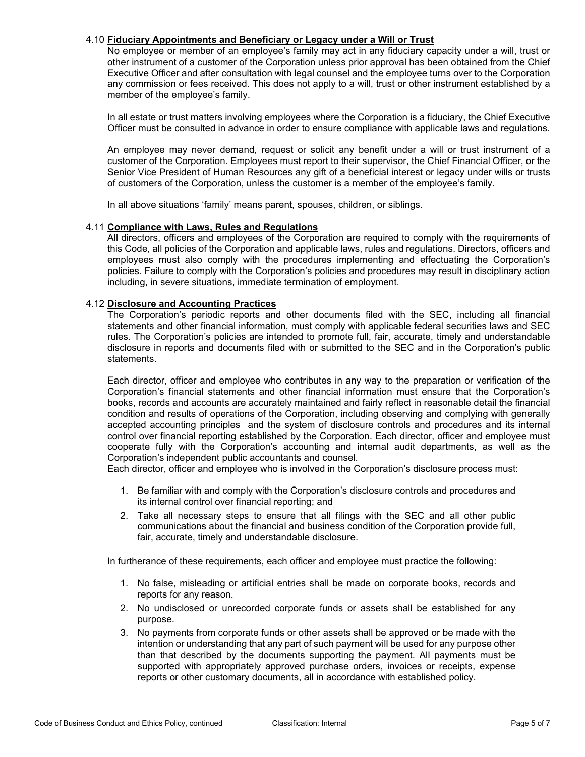### 4.10 **Fiduciary Appointments and Beneficiary or Legacy under a Will or Trust**

No employee or member of an employee's family may act in any fiduciary capacity under a will, trust or other instrument of a customer of the Corporation unless prior approval has been obtained from the Chief Executive Officer and after consultation with legal counsel and the employee turns over to the Corporation any commission or fees received. This does not apply to a will, trust or other instrument established by a member of the employee's family.

In all estate or trust matters involving employees where the Corporation is a fiduciary, the Chief Executive Officer must be consulted in advance in order to ensure compliance with applicable laws and regulations.

An employee may never demand, request or solicit any benefit under a will or trust instrument of a customer of the Corporation. Employees must report to their supervisor, the Chief Financial Officer, or the Senior Vice President of Human Resources any gift of a beneficial interest or legacy under wills or trusts of customers of the Corporation, unless the customer is a member of the employee's family.

In all above situations 'family' means parent, spouses, children, or siblings.

### 4.11 **Compliance with Laws, Rules and Regulations**

All directors, officers and employees of the Corporation are required to comply with the requirements of this Code, all policies of the Corporation and applicable laws, rules and regulations. Directors, officers and employees must also comply with the procedures implementing and effectuating the Corporation's policies. Failure to comply with the Corporation's policies and procedures may result in disciplinary action including, in severe situations, immediate termination of employment.

### 4.12 **Disclosure and Accounting Practices**

The Corporation's periodic reports and other documents filed with the SEC, including all financial statements and other financial information, must comply with applicable federal securities laws and SEC rules. The Corporation's policies are intended to promote full, fair, accurate, timely and understandable disclosure in reports and documents filed with or submitted to the SEC and in the Corporation's public statements.

Each director, officer and employee who contributes in any way to the preparation or verification of the Corporation's financial statements and other financial information must ensure that the Corporation's books, records and accounts are accurately maintained and fairly reflect in reasonable detail the financial condition and results of operations of the Corporation, including observing and complying with generally accepted accounting principles and the system of disclosure controls and procedures and its internal control over financial reporting established by the Corporation. Each director, officer and employee must cooperate fully with the Corporation's accounting and internal audit departments, as well as the Corporation's independent public accountants and counsel.

Each director, officer and employee who is involved in the Corporation's disclosure process must:

1. Be familiar with and comply with the Corporation's disclosure controls and procedures and its internal control over financial reporting; and
2. Take all necessary steps to ensure that all filings with the SEC and all other public communications about the financial and business condition of the Corporation provide full, fair, accurate, timely and understandable disclosure.

In furtherance of these requirements, each officer and employee must practice the following:

1. No false, misleading or artificial entries shall be made on corporate books, records and reports for any reason.
2. No undisclosed or unrecorded corporate funds or assets shall be established for any purpose.
3. No payments from corporate funds or other assets shall be approved or be made with the intention or understanding that any part of such payment will be used for any purpose other than that described by the documents supporting the payment. All payments must be supported with appropriately approved purchase orders, invoices or receipts, expense reports or other customary documents, all in accordance with established policy.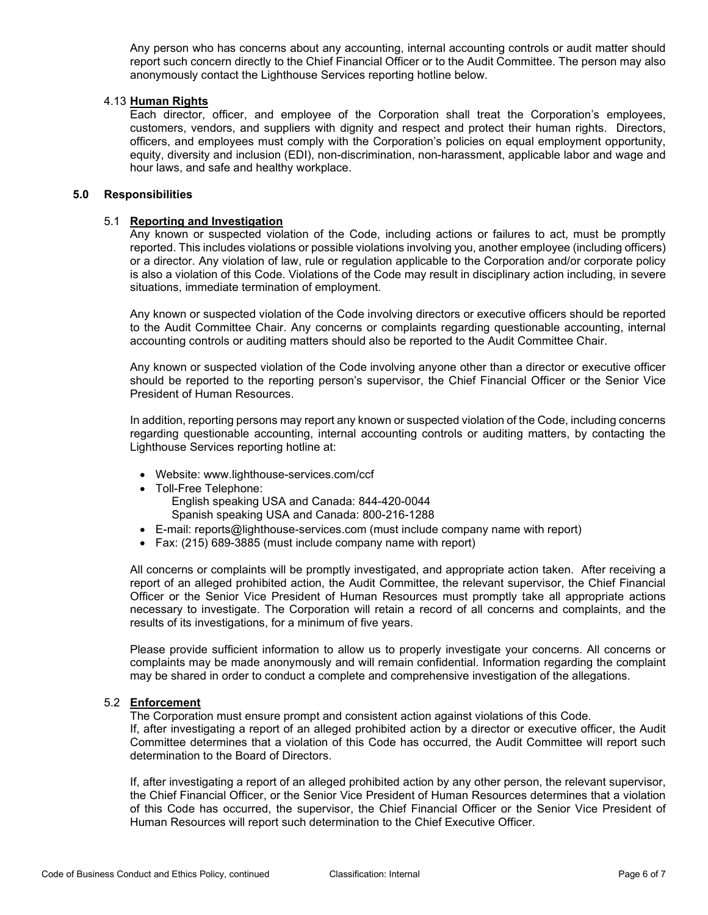Any person who has concerns about any accounting, internal accounting controls or audit matter should report such concern directly to the Chief Financial Officer or to the Audit Committee. The person may also anonymously contact the Lighthouse Services reporting hotline below.

### 4.13 Human Rights

Each director, officer, and employee of the Corporation shall treat the Corporation's employees, customers, vendors, and suppliers with dignity and respect and protect their human rights. Directors, officers, and employees must comply with the Corporation's policies on equal employment opportunity, equity, diversity and inclusion (EDI), non-discrimination, non-harassment, applicable labor and wage and hour laws, and safe and healthy workplace.

## 5.0 Responsibilities

### 5.1 Reporting and Investigation

Any known or suspected violation of the Code, including actions or failures to act, must be promptly reported. This includes violations or possible violations involving you, another employee (including officers) or a director. Any violation of law, rule or regulation applicable to the Corporation and/or corporate policy is also a violation of this Code. Violations of the Code may result in disciplinary action including, in severe situations, immediate termination of employment.

Any known or suspected violation of the Code involving directors or executive officers should be reported to the Audit Committee Chair. Any concerns or complaints regarding questionable accounting, internal accounting controls or auditing matters should also be reported to the Audit Committee Chair.

Any known or suspected violation of the Code involving anyone other than a director or executive officer should be reported to the reporting person's supervisor, the Chief Financial Officer or the Senior Vice President of Human Resources.

In addition, reporting persons may report any known or suspected violation of the Code, including concerns regarding questionable accounting, internal accounting controls or auditing matters, by contacting the Lighthouse Services reporting hotline at:

- Website: www.lighthouse-services.com/ccf
- Toll-Free Telephone:
  - English speaking USA and Canada: 844-420-0044
  - Spanish speaking USA and Canada: 800-216-1288
- E-mail: reports@lighthouse-services.com (must include company name with report)
- Fax: (215) 689-3885 (must include company name with report)

All concerns or complaints will be promptly investigated, and appropriate action taken. After receiving a report of an alleged prohibited action, the Audit Committee, the relevant supervisor, the Chief Financial Officer or the Senior Vice President of Human Resources must promptly take all appropriate actions necessary to investigate. The Corporation will retain a record of all concerns and complaints, and the results of its investigations, for a minimum of five years.

Please provide sufficient information to allow us to properly investigate your concerns. All concerns or complaints may be made anonymously and will remain confidential. Information regarding the complaint may be shared in order to conduct a complete and comprehensive investigation of the allegations.

### 5.2 Enforcement

The Corporation must ensure prompt and consistent action against violations of this Code.
If, after investigating a report of an alleged prohibited action by a director or executive officer, the Audit Committee determines that a violation of this Code has occurred, the Audit Committee will report such determination to the Board of Directors.

If, after investigating a report of an alleged prohibited action by any other person, the relevant supervisor, the Chief Financial Officer, or the Senior Vice President of Human Resources determines that a violation of this Code has occurred, the supervisor, the Chief Financial Officer or the Senior Vice President of Human Resources will report such determination to the Chief Executive Officer.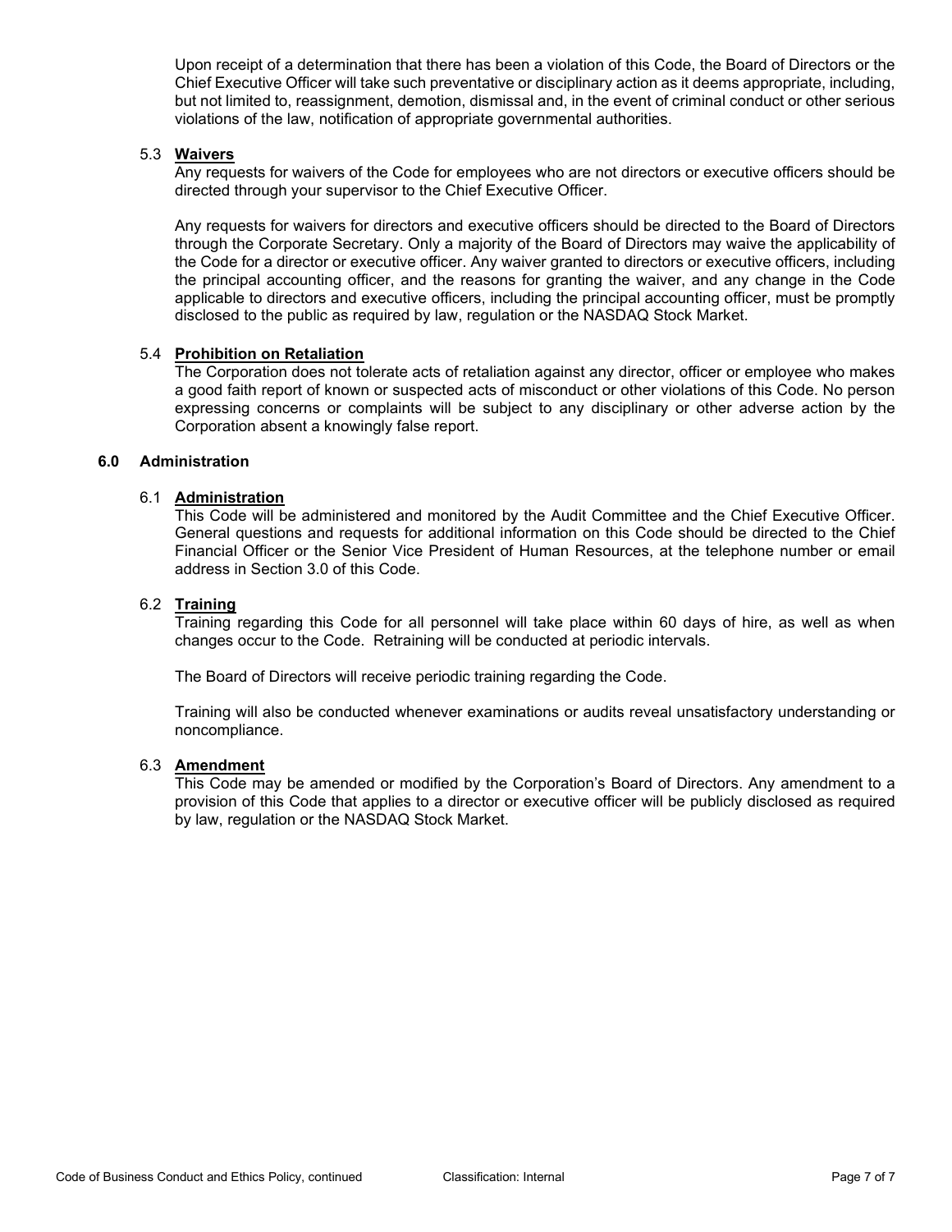Upon receipt of a determination that there has been a violation of this Code, the Board of Directors or the Chief Executive Officer will take such preventative or disciplinary action as it deems appropriate, including, but not limited to, reassignment, demotion, dismissal and, in the event of criminal conduct or other serious violations of the law, notification of appropriate governmental authorities.

### 5.3 **Waivers**

Any requests for waivers of the Code for employees who are not directors or executive officers should be directed through your supervisor to the Chief Executive Officer.

Any requests for waivers for directors and executive officers should be directed to the Board of Directors through the Corporate Secretary. Only a majority of the Board of Directors may waive the applicability of the Code for a director or executive officer. Any waiver granted to directors or executive officers, including the principal accounting officer, and the reasons for granting the waiver, and any change in the Code applicable to directors and executive officers, including the principal accounting officer, must be promptly disclosed to the public as required by law, regulation or the NASDAQ Stock Market.

### 5.4 **Prohibition on Retaliation**

The Corporation does not tolerate acts of retaliation against any director, officer or employee who makes a good faith report of known or suspected acts of misconduct or other violations of this Code. No person expressing concerns or complaints will be subject to any disciplinary or other adverse action by the Corporation absent a knowingly false report.

## 6.0 Administration

### 6.1 **Administration**

This Code will be administered and monitored by the Audit Committee and the Chief Executive Officer. General questions and requests for additional information on this Code should be directed to the Chief Financial Officer or the Senior Vice President of Human Resources, at the telephone number or email address in Section 3.0 of this Code.

### 6.2 **Training**

Training regarding this Code for all personnel will take place within 60 days of hire, as well as when changes occur to the Code. Retraining will be conducted at periodic intervals.

The Board of Directors will receive periodic training regarding the Code.

Training will also be conducted whenever examinations or audits reveal unsatisfactory understanding or noncompliance.

### 6.3 **Amendment**

This Code may be amended or modified by the Corporation's Board of Directors. Any amendment to a provision of this Code that applies to a director or executive officer will be publicly disclosed as required by law, regulation or the NASDAQ Stock Market.